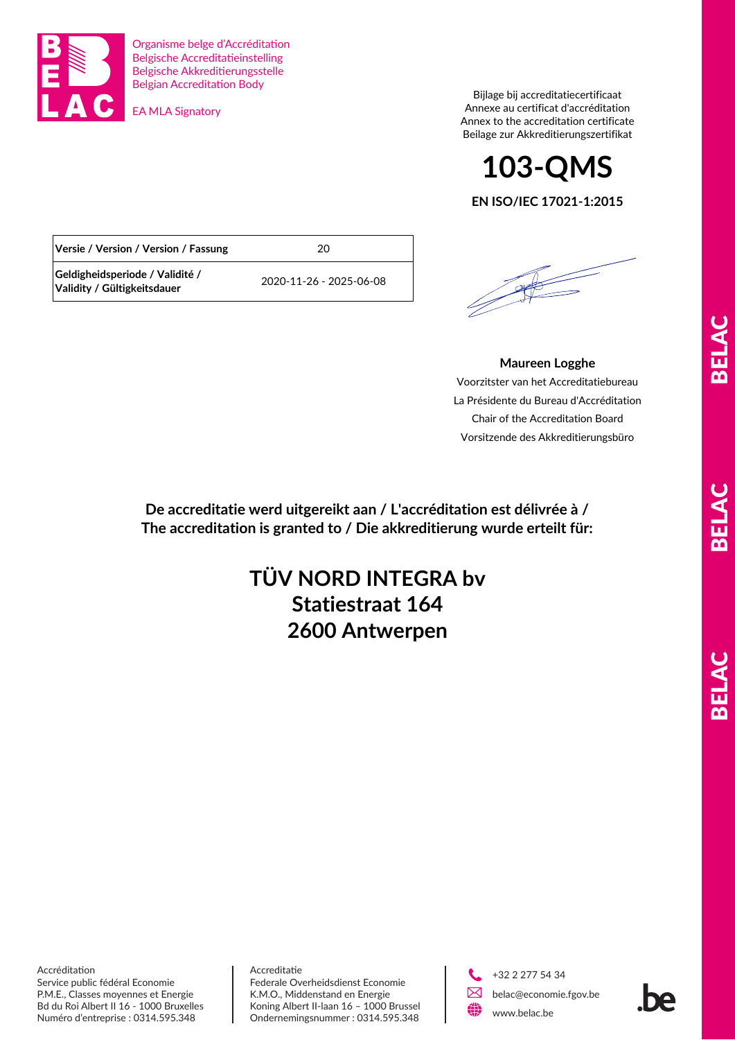Organisme belge d'Accréditation
Belgische Accreditatieinstelling
Belgische Akkreditierungsstelle
Belgian Accreditation Body

EA MLA Signatory

Bijlage bij accreditatiecertificaat
Annexe au certificat d'accréditation
Annex to the accreditation certificate
Beilage zur Akkreditierungszertifikat

# 103-QMS

**EN ISO/IEC 17021-1:2015**

| **Versie / Version / Version / Fassung** | 20 |
|---|---|
| **Geldigheidsperiode / Validité / Validity / Gültigkeitsdauer** | 2020-11-26 - 2025-06-08 |

**Maureen Logghe**

Voorzitster van het Accreditatiebureau
La Présidente du Bureau d'Accréditation
Chair of the Accreditation Board
Vorsitzende des Akkreditierungsbüro

**De accreditatie werd uitgereikt aan / L'accréditation est délivrée à / The accreditation is granted to / Die akkreditierung wurde erteilt für:**

## TÜV NORD INTEGRA bv
## Statiestraat 164
## 2600 Antwerpen

Accréditation
Service public fédéral Economie
P.M.E., Classes moyennes et Energie
Bd du Roi Albert II 16 - 1000 Bruxelles
Numéro d'entreprise : 0314.595.348

Accreditatie
Federale Overheidsdienst Economie
K.M.O., Middenstand en Energie
Koning Albert II-laan 16 – 1000 Brussel
Ondernemingsnummer : 0314.595.348

+32 2 277 54 34
belac@economie.fgov.be
www.belac.be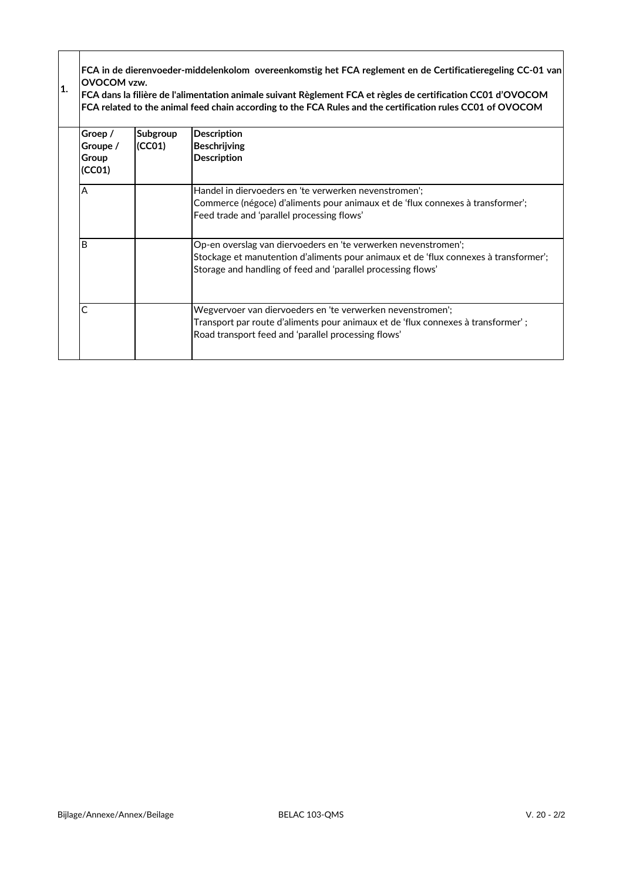| | | | |
|---|---|---|---|
| **1.** | **FCA in de dierenvoeder-middelenkolom overeenkomstig het FCA reglement en de Certificatieregeling CC-01 van OVOCOM vzw.**<br>**FCA dans la filière de l'alimentation animale suivant Règlement FCA et règles de certification CC01 d'OVOCOM**<br>**FCA related to the animal feed chain according to the FCA Rules and the certification rules CC01 of OVOCOM** | | |
| | **Groep / Groupe / Group (CC01)** | **Subgroup (CC01)** | **Description**<br>**Beschrijving**<br>**Description** |
| | A | | Handel in diervoeders en 'te verwerken nevenstromen';<br>Commerce (négoce) d'aliments pour animaux et de 'flux connexes à transformer';<br>Feed trade and 'parallel processing flows' |
| | B | | Op-en overslag van diervoeders en 'te verwerken nevenstromen';<br>Stockage et manutention d'aliments pour animaux et de 'flux connexes à transformer';<br>Storage and handling of feed and 'parallel processing flows' |
| | C | | Wegvervoer van diervoeders en 'te verwerken nevenstromen';<br>Transport par route d'aliments pour animaux et de 'flux connexes à transformer' ;<br>Road transport feed and 'parallel processing flows' |